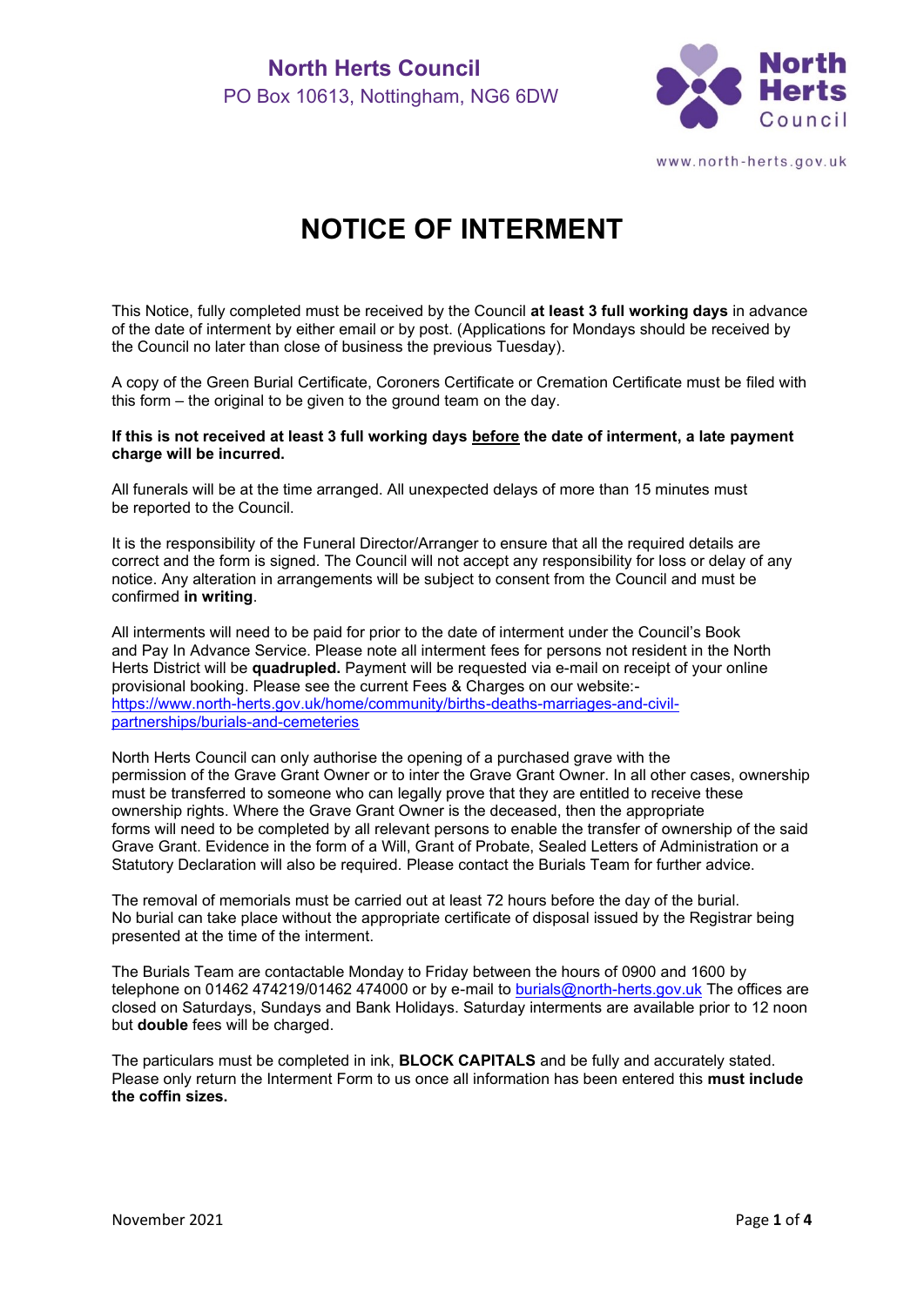**North Herts Council**
PO Box 10613, Nottingham, NG6 6DW

www.north-herts.gov.uk

# NOTICE OF INTERMENT

This Notice, fully completed must be received by the Council **at least 3 full working days** in advance of the date of interment by either email or by post. (Applications for Mondays should be received by the Council no later than close of business the previous Tuesday).

A copy of the Green Burial Certificate, Coroners Certificate or Cremation Certificate must be filed with this form – the original to be given to the ground team on the day.

**If this is not received at least 3 full working days before the date of interment, a late payment charge will be incurred.**

All funerals will be at the time arranged. All unexpected delays of more than 15 minutes must be reported to the Council.

It is the responsibility of the Funeral Director/Arranger to ensure that all the required details are correct and the form is signed. The Council will not accept any responsibility for loss or delay of any notice. Any alteration in arrangements will be subject to consent from the Council and must be confirmed **in writing**.

All interments will need to be paid for prior to the date of interment under the Council's Book and Pay In Advance Service. Please note all interment fees for persons not resident in the North Herts District will be **quadrupled.** Payment will be requested via e-mail on receipt of your online provisional booking. Please see the current Fees & Charges on our website:- https://www.north-herts.gov.uk/home/community/births-deaths-marriages-and-civil-partnerships/burials-and-cemeteries

North Herts Council can only authorise the opening of a purchased grave with the permission of the Grave Grant Owner or to inter the Grave Grant Owner. In all other cases, ownership must be transferred to someone who can legally prove that they are entitled to receive these ownership rights. Where the Grave Grant Owner is the deceased, then the appropriate forms will need to be completed by all relevant persons to enable the transfer of ownership of the said Grave Grant. Evidence in the form of a Will, Grant of Probate, Sealed Letters of Administration or a Statutory Declaration will also be required. Please contact the Burials Team for further advice.

The removal of memorials must be carried out at least 72 hours before the day of the burial. No burial can take place without the appropriate certificate of disposal issued by the Registrar being presented at the time of the interment.

The Burials Team are contactable Monday to Friday between the hours of 0900 and 1600 by telephone on 01462 474219/01462 474000 or by e-mail to burials@north-herts.gov.uk The offices are closed on Saturdays, Sundays and Bank Holidays. Saturday interments are available prior to 12 noon but **double** fees will be charged.

The particulars must be completed in ink, **BLOCK CAPITALS** and be fully and accurately stated. Please only return the Interment Form to us once all information has been entered this **must include the coffin sizes.**

November 2021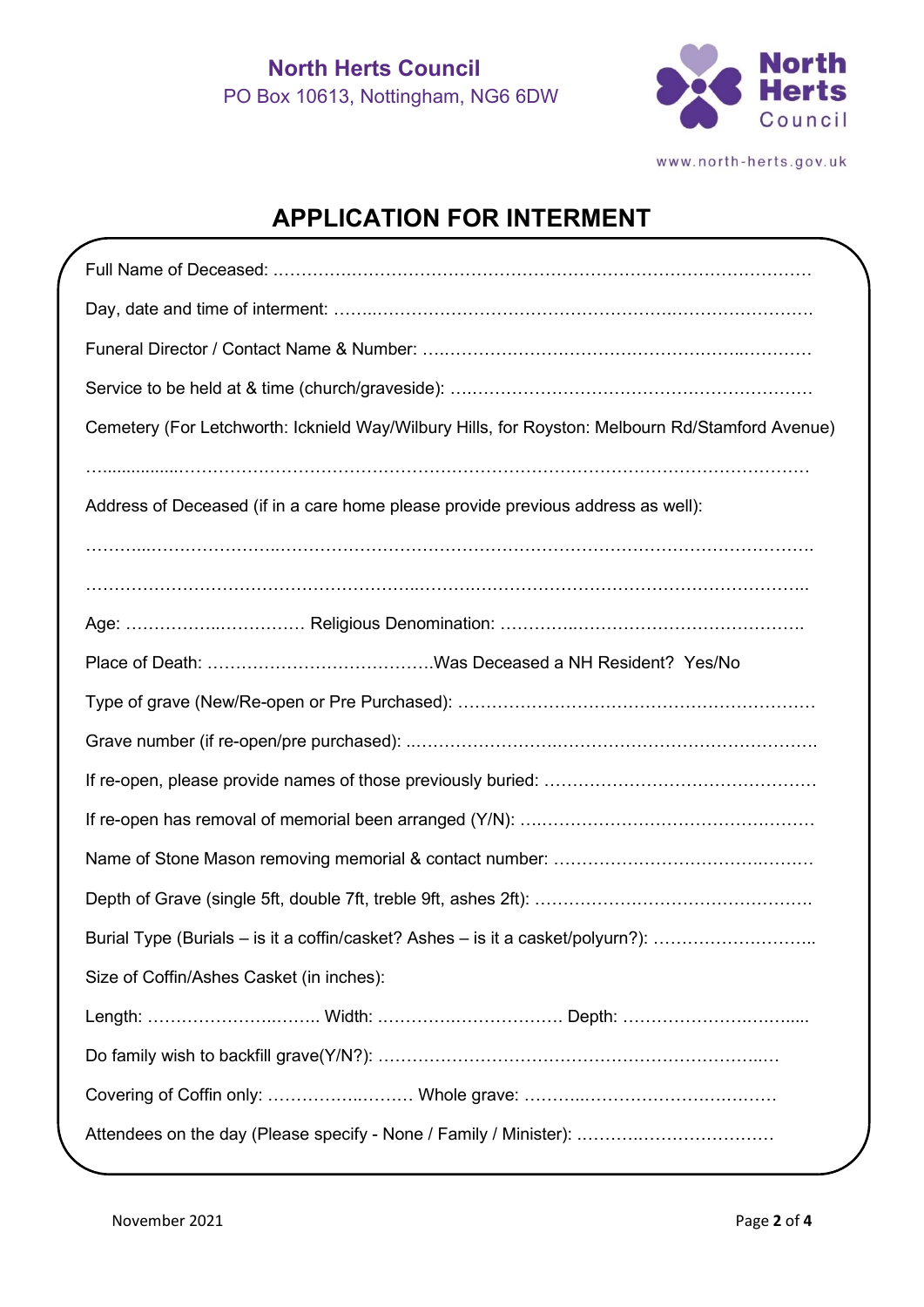**North Herts Council**

PO Box 10613, Nottingham, NG6 6DW

North Herts Council

www.north-herts.gov.uk

# APPLICATION FOR INTERMENT

Full Name of Deceased: ……………………………………………………………………………………

Day, date and time of interment: ……………………………………………………………………………

Funeral Director / Contact Name & Number: ………………………………………………………………

Service to be held at & time (church/graveside): ……………………………………………………………

Cemetery (For Letchworth: Icknield Way/Wilbury Hills, for Royston: Melbourn Rd/Stamford Avenue)

……………………………………………………………………………………………………………

Address of Deceased (if in a care home please provide previous address as well):

……………………………………………………………………………………………………………

……………………………………………………………………………………………………………

Age: ……………………………… Religious Denomination: ……………………………………………

Place of Death: ……………………………………Was Deceased a NH Resident? Yes/No

Type of grave (New/Re-open or Pre Purchased): ……………………………………………………………

Grave number (if re-open/pre purchased): ……………………………………………………………………

If re-open, please provide names of those previously buried: ……………………………………………

If re-open has removal of memorial been arranged (Y/N): …………………………………………………

Name of Stone Mason removing memorial & contact number: ……………………………………………

Depth of Grave (single 5ft, double 7ft, treble 9ft, ashes 2ft): ………………………………………………

Burial Type (Burials – is it a coffin/casket? Ashes – is it a casket/polyurn?): ……………………………

Size of Coffin/Ashes Casket (in inches):

Length: ……………………………. Width: ……………………………. Depth: ……………………………

Do family wish to backfill grave(Y/N?): ………………………………………………………………………

Covering of Coffin only: …………………… Whole grave: ……………………………………………

Attendees on the day (Please specify - None / Family / Minister): ………………………………………

November 2021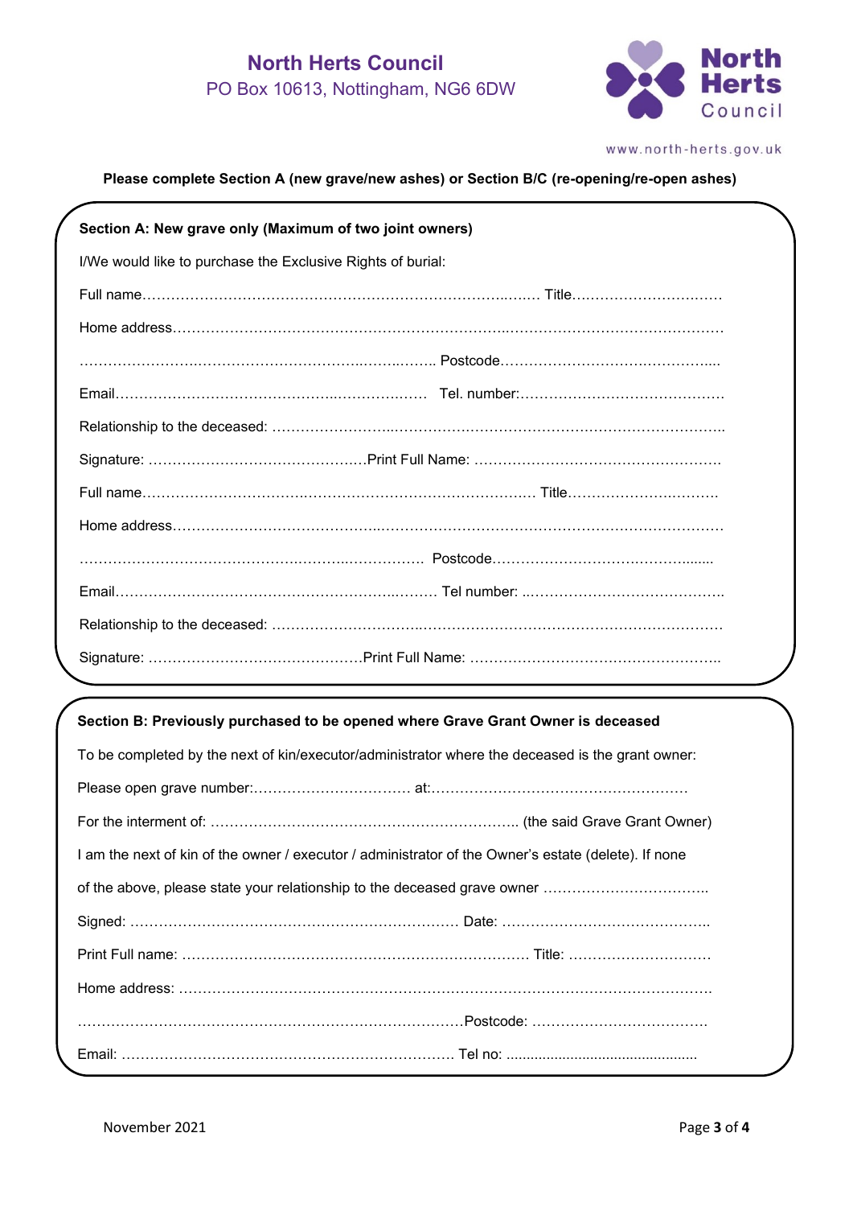# North Herts Council

PO Box 10613, Nottingham, NG6 6DW

www.north-herts.gov.uk

**Please complete Section A (new grave/new ashes) or Section B/C (re-opening/re-open ashes)**

**Section A: New grave only (Maximum of two joint owners)**

I/We would like to purchase the Exclusive Rights of burial:

Full name………………………………………………………………………… Title……………………………

Home address……………………………………………………………………………………………………

…………………………………………………………………… Postcode………………………………………

Email………………………………………………………… Tel. number:……………………………………

Relationship to the deceased: ……………………………………………………………………………………

Signature: ……………………………………… Print Full Name: ……………………………………………

Full name………………………………………………………………………… Title……………………………

Home address……………………………………………………………………………………………………

…………………………………………………………………… Postcode………………………………………

Email………………………………………………………… Tel number: ……………………………………

Relationship to the deceased: ……………………………………………………………………………………

Signature: ……………………………………… Print Full Name: ……………………………………………

**Section B: Previously purchased to be opened where Grave Grant Owner is deceased**

To be completed by the next of kin/executor/administrator where the deceased is the grant owner:

Please open grave number:…………………………… at:………………………………………………

For the interment of: ……………………………………………………… (the said Grave Grant Owner)

I am the next of kin of the owner / executor / administrator of the Owner's estate (delete). If none of the above, please state your relationship to the deceased grave owner ……………………………

Signed: …………………………………………………………… Date: ……………………………………

Print Full name: ……………………………………………………………… Title: …………………………

Home address: ……………………………………………………………………………………………………

……………………………………………………………………Postcode: ………………………………

Email: …………………………………………………………… Tel no: ..............................................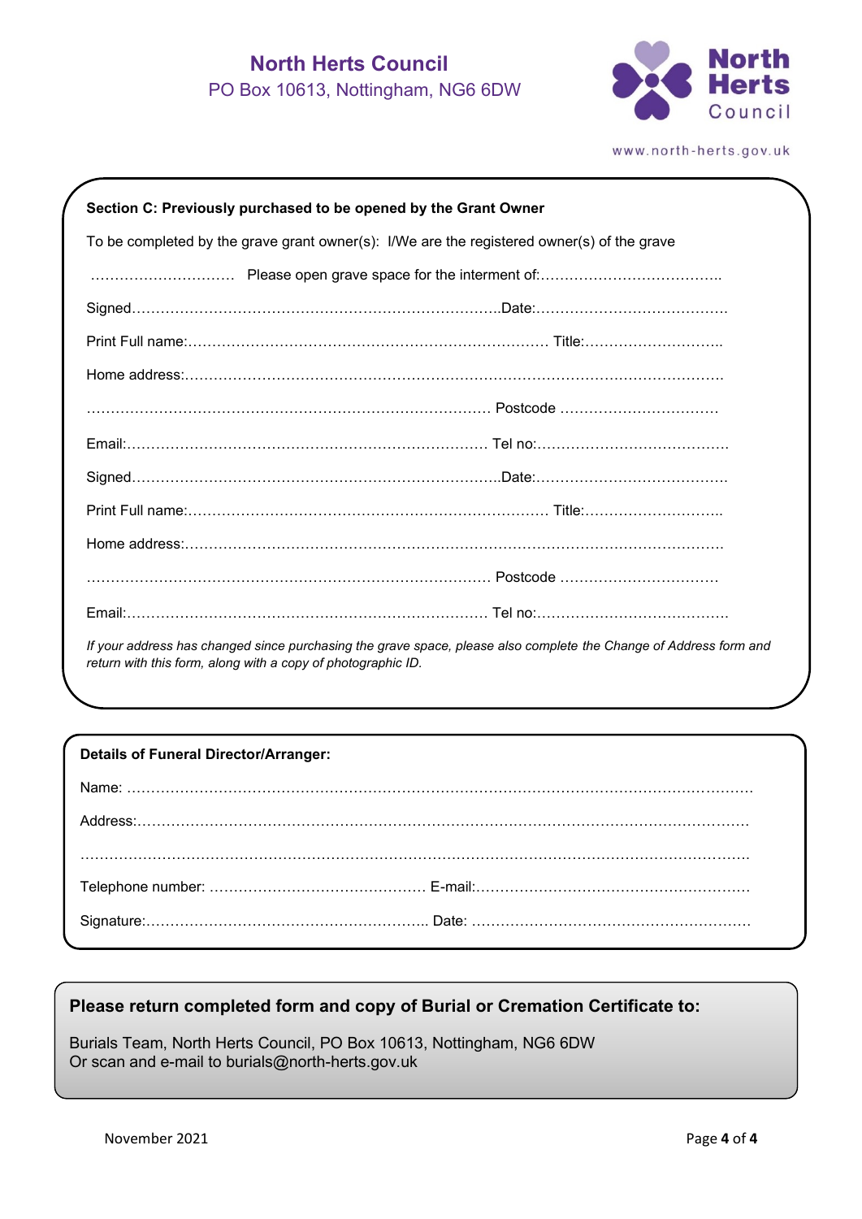**North Herts Council**
PO Box 10613, Nottingham, NG6 6DW

North Herts Council
www.north-herts.gov.uk

**Section C: Previously purchased to be opened by the Grant Owner**

To be completed by the grave grant owner(s): I/We are the registered owner(s) of the grave

………………………… Please open grave space for the interment of:………………………………..

Signed…………………………………………………………………..Date:………………………………….

Print Full name:………………………………………………………………… Title:………………………..

Home address:……………………………………………………………………………………………….

………………………………………………………………………… Postcode ……………………………

Email:………………………………………………………………… Tel no:………………………………….

Signed…………………………………………………………………..Date:………………………………….

Print Full name:………………………………………………………………… Title:………………………..

Home address:……………………………………………………………………………………………….

………………………………………………………………………… Postcode ……………………………

Email:………………………………………………………………… Tel no:………………………………….

*If your address has changed since purchasing the grave space, please also complete the Change of Address form and return with this form, along with a copy of photographic ID.*

**Details of Funeral Director/Arranger:**

Name: ……………………………………………………………………………………………………………

Address:…………………………………………………………………………………………………………

…………………………………………………………………………………………………………………….

Telephone number: ……………………………………… E-mail:…………………………………………………

Signature:………………………………………………….. Date: …………………………………………………

**Please return completed form and copy of Burial or Cremation Certificate to:**

Burials Team, North Herts Council, PO Box 10613, Nottingham, NG6 6DW
Or scan and e-mail to burials@north-herts.gov.uk

November 2021